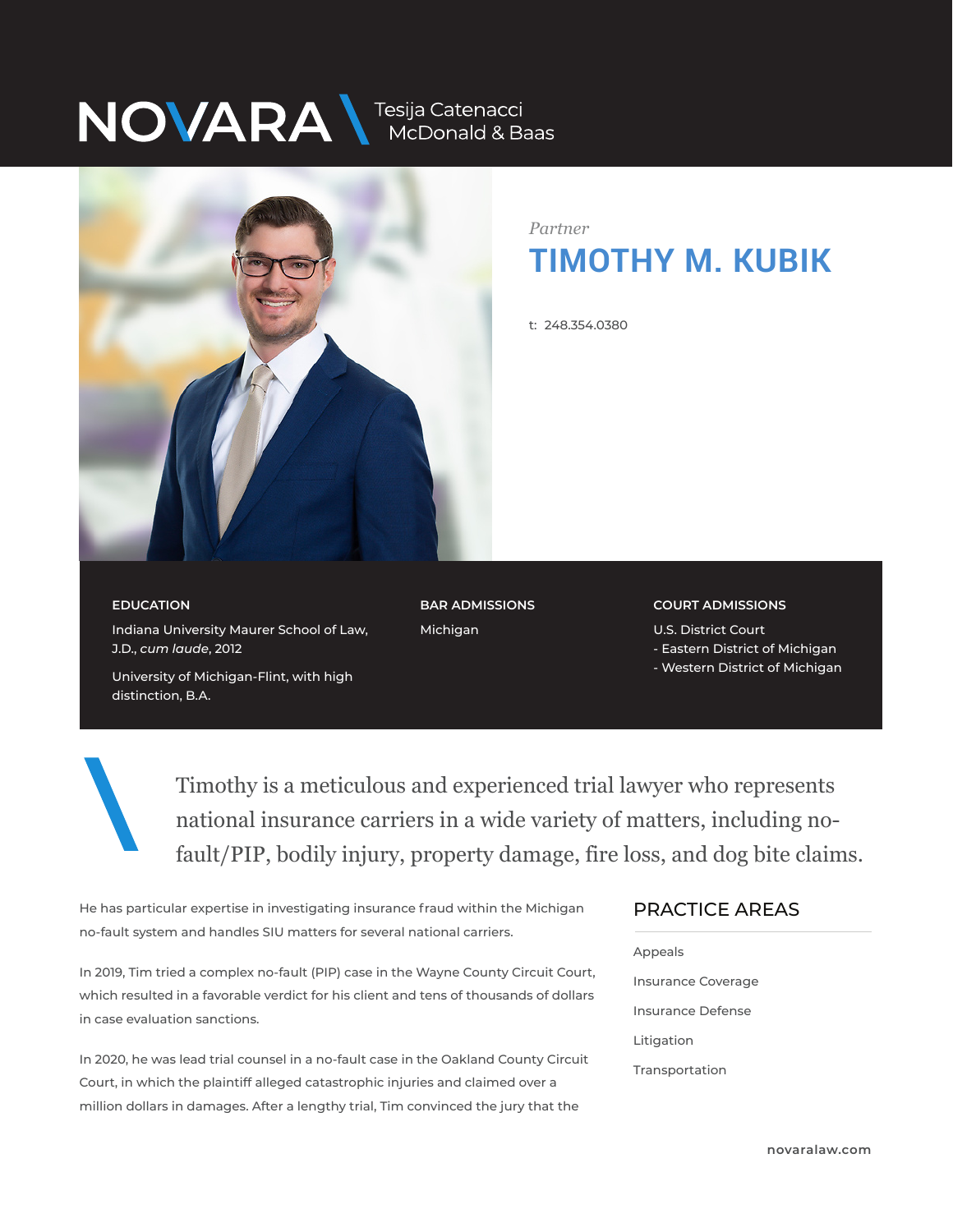NOVARA Tesija Catenacci McDonald & Baas

*Partner*

# TIMOTHY M. KUBIK

t: 248.354.0380

**EDUCATION**

Indiana University Maurer School of Law, J.D., *cum laude*, 2012

University of Michigan-Flint, with high distinction, B.A.

**BAR ADMISSIONS**

Michigan

**COURT ADMISSIONS**

U.S. District Court
- Eastern District of Michigan
- Western District of Michigan

Timothy is a meticulous and experienced trial lawyer who represents national insurance carriers in a wide variety of matters, including no-fault/PIP, bodily injury, property damage, fire loss, and dog bite claims.

He has particular expertise in investigating insurance fraud within the Michigan no-fault system and handles SIU matters for several national carriers.

In 2019, Tim tried a complex no-fault (PIP) case in the Wayne County Circuit Court, which resulted in a favorable verdict for his client and tens of thousands of dollars in case evaluation sanctions.

In 2020, he was lead trial counsel in a no-fault case in the Oakland County Circuit Court, in which the plaintiff alleged catastrophic injuries and claimed over a million dollars in damages. After a lengthy trial, Tim convinced the jury that the

## PRACTICE AREAS

- Appeals
- Insurance Coverage
- Insurance Defense
- Litigation
- Transportation

novaralaw.com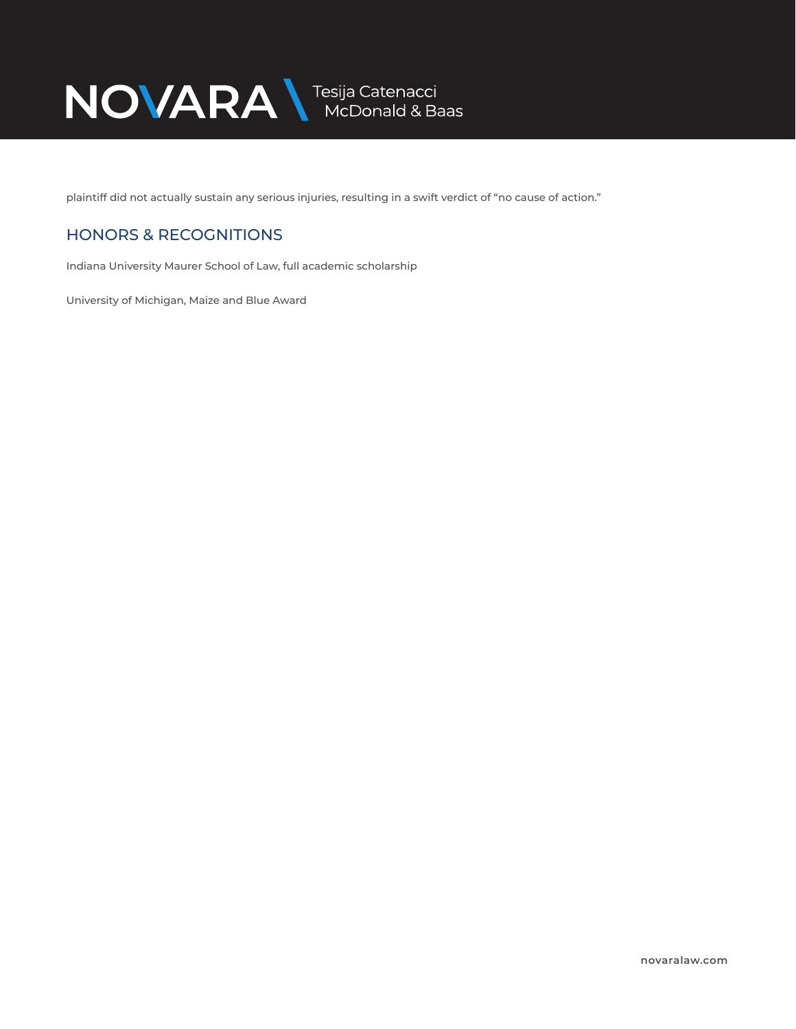plaintiff did not actually sustain any serious injuries, resulting in a swift verdict of "no cause of action."

## HONORS & RECOGNITIONS

Indiana University Maurer School of Law, full academic scholarship

University of Michigan, Maize and Blue Award